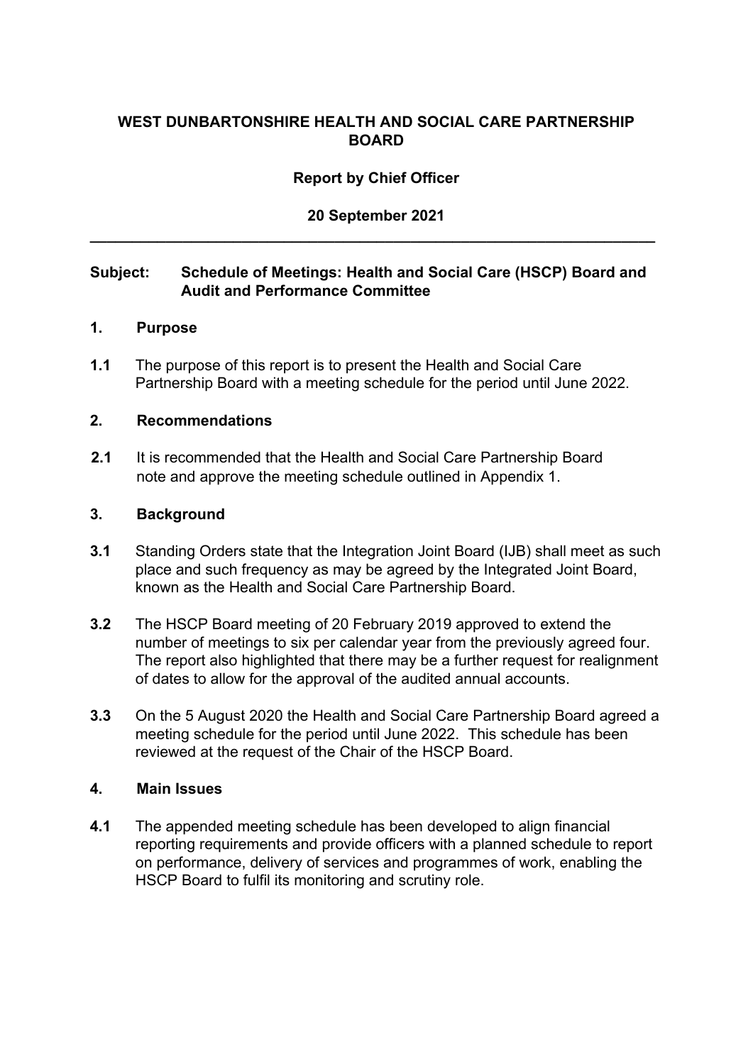# WEST DUNBARTONSHIRE HEALTH AND SOCIAL CARE PARTNERSHIP BOARD

**Report by Chief Officer**

**20 September 2021**

---

**Subject: Schedule of Meetings: Health and Social Care (HSCP) Board and Audit and Performance Committee**

## 1. Purpose

**1.1** The purpose of this report is to present the Health and Social Care Partnership Board with a meeting schedule for the period until June 2022.

## 2. Recommendations

**2.1** It is recommended that the Health and Social Care Partnership Board note and approve the meeting schedule outlined in Appendix 1.

## 3. Background

**3.1** Standing Orders state that the Integration Joint Board (IJB) shall meet as such place and such frequency as may be agreed by the Integrated Joint Board, known as the Health and Social Care Partnership Board.

**3.2** The HSCP Board meeting of 20 February 2019 approved to extend the number of meetings to six per calendar year from the previously agreed four. The report also highlighted that there may be a further request for realignment of dates to allow for the approval of the audited annual accounts.

**3.3** On the 5 August 2020 the Health and Social Care Partnership Board agreed a meeting schedule for the period until June 2022. This schedule has been reviewed at the request of the Chair of the HSCP Board.

## 4. Main Issues

**4.1** The appended meeting schedule has been developed to align financial reporting requirements and provide officers with a planned schedule to report on performance, delivery of services and programmes of work, enabling the HSCP Board to fulfil its monitoring and scrutiny role.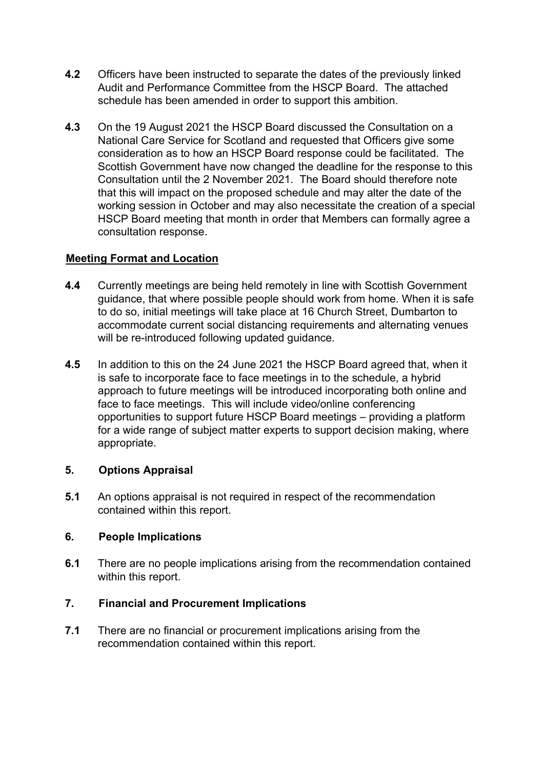**4.2** Officers have been instructed to separate the dates of the previously linked Audit and Performance Committee from the HSCP Board. The attached schedule has been amended in order to support this ambition.

**4.3** On the 19 August 2021 the HSCP Board discussed the Consultation on a National Care Service for Scotland and requested that Officers give some consideration as to how an HSCP Board response could be facilitated. The Scottish Government have now changed the deadline for the response to this Consultation until the 2 November 2021. The Board should therefore note that this will impact on the proposed schedule and may alter the date of the working session in October and may also necessitate the creation of a special HSCP Board meeting that month in order that Members can formally agree a consultation response.

**Meeting Format and Location**

**4.4** Currently meetings are being held remotely in line with Scottish Government guidance, that where possible people should work from home. When it is safe to do so, initial meetings will take place at 16 Church Street, Dumbarton to accommodate current social distancing requirements and alternating venues will be re-introduced following updated guidance.

**4.5** In addition to this on the 24 June 2021 the HSCP Board agreed that, when it is safe to incorporate face to face meetings in to the schedule, a hybrid approach to future meetings will be introduced incorporating both online and face to face meetings. This will include video/online conferencing opportunities to support future HSCP Board meetings – providing a platform for a wide range of subject matter experts to support decision making, where appropriate.

## 5. Options Appraisal

**5.1** An options appraisal is not required in respect of the recommendation contained within this report.

## 6. People Implications

**6.1** There are no people implications arising from the recommendation contained within this report.

## 7. Financial and Procurement Implications

**7.1** There are no financial or procurement implications arising from the recommendation contained within this report.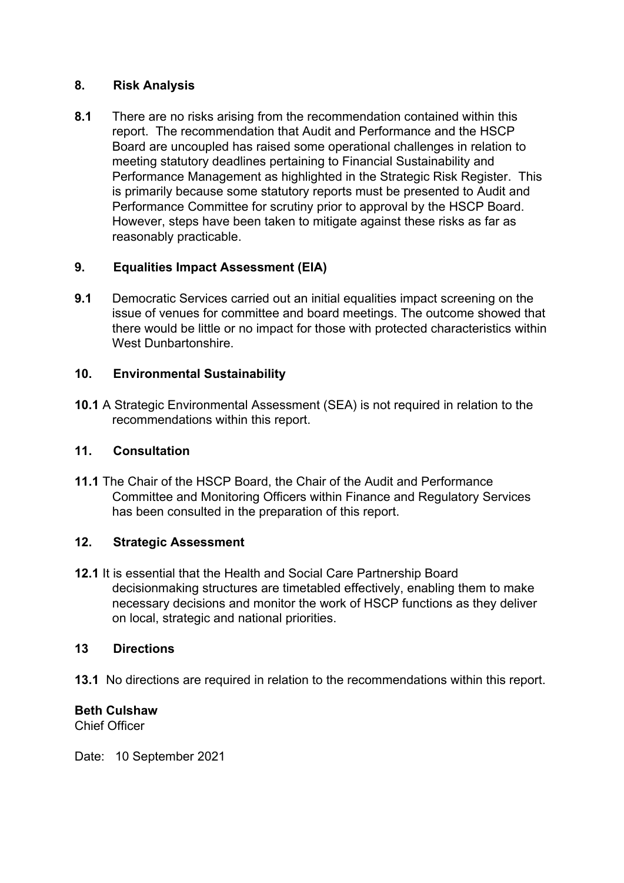## 8. Risk Analysis

**8.1** There are no risks arising from the recommendation contained within this report. The recommendation that Audit and Performance and the HSCP Board are uncoupled has raised some operational challenges in relation to meeting statutory deadlines pertaining to Financial Sustainability and Performance Management as highlighted in the Strategic Risk Register. This is primarily because some statutory reports must be presented to Audit and Performance Committee for scrutiny prior to approval by the HSCP Board. However, steps have been taken to mitigate against these risks as far as reasonably practicable.

## 9. Equalities Impact Assessment (EIA)

**9.1** Democratic Services carried out an initial equalities impact screening on the issue of venues for committee and board meetings. The outcome showed that there would be little or no impact for those with protected characteristics within West Dunbartonshire.

## 10. Environmental Sustainability

**10.1** A Strategic Environmental Assessment (SEA) is not required in relation to the recommendations within this report.

## 11. Consultation

**11.1** The Chair of the HSCP Board, the Chair of the Audit and Performance Committee and Monitoring Officers within Finance and Regulatory Services has been consulted in the preparation of this report.

## 12. Strategic Assessment

**12.1** It is essential that the Health and Social Care Partnership Board decisionmaking structures are timetabled effectively, enabling them to make necessary decisions and monitor the work of HSCP functions as they deliver on local, strategic and national priorities.

## 13 Directions

**13.1** No directions are required in relation to the recommendations within this report.

**Beth Culshaw**
Chief Officer

Date: 10 September 2021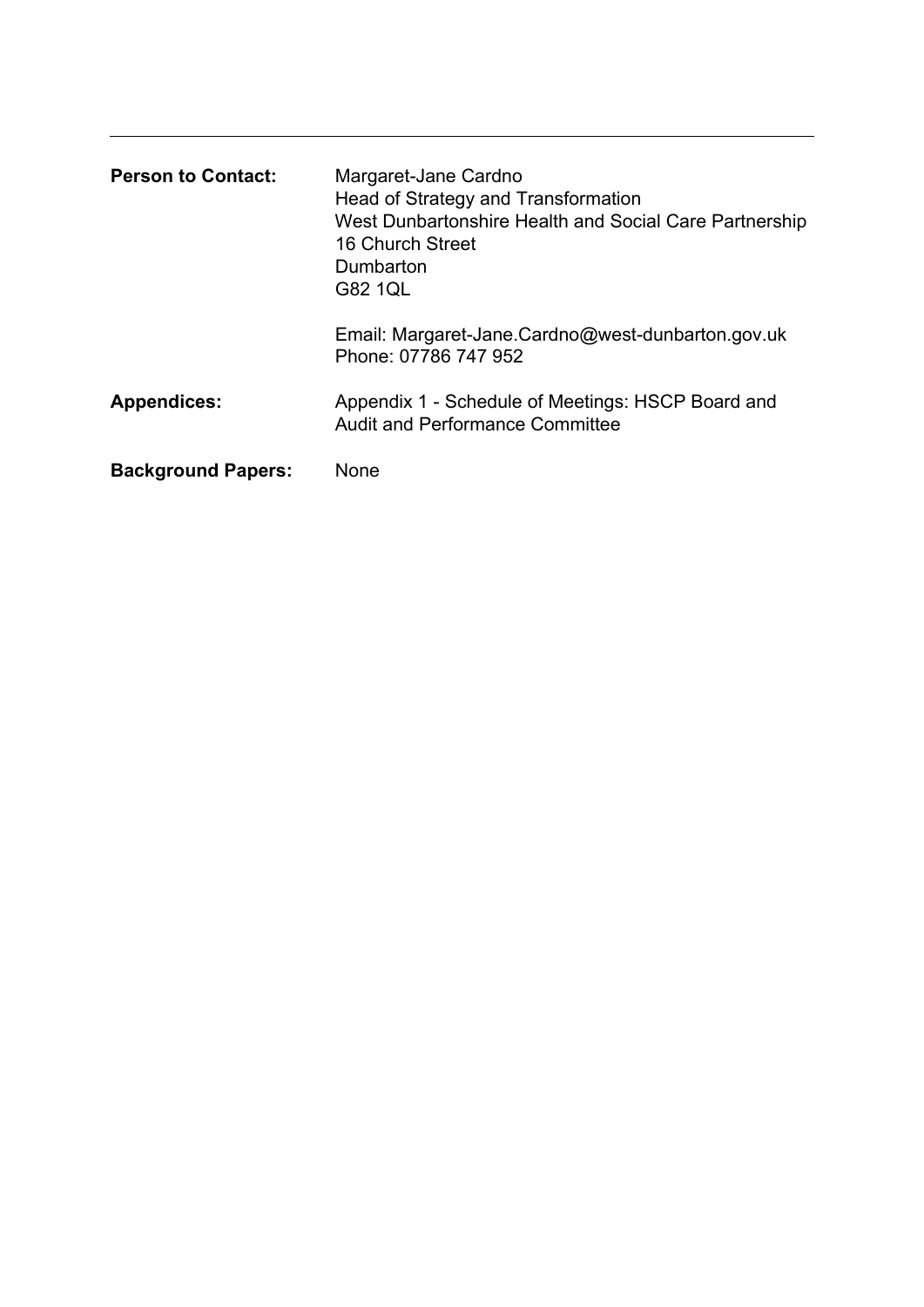---

**Person to Contact:** Margaret-Jane Cardno
Head of Strategy and Transformation
West Dunbartonshire Health and Social Care Partnership
16 Church Street
Dumbarton
G82 1QL

Email: Margaret-Jane.Cardno@west-dunbarton.gov.uk
Phone: 07786 747 952

**Appendices:** Appendix 1 - Schedule of Meetings: HSCP Board and Audit and Performance Committee

**Background Papers:** None